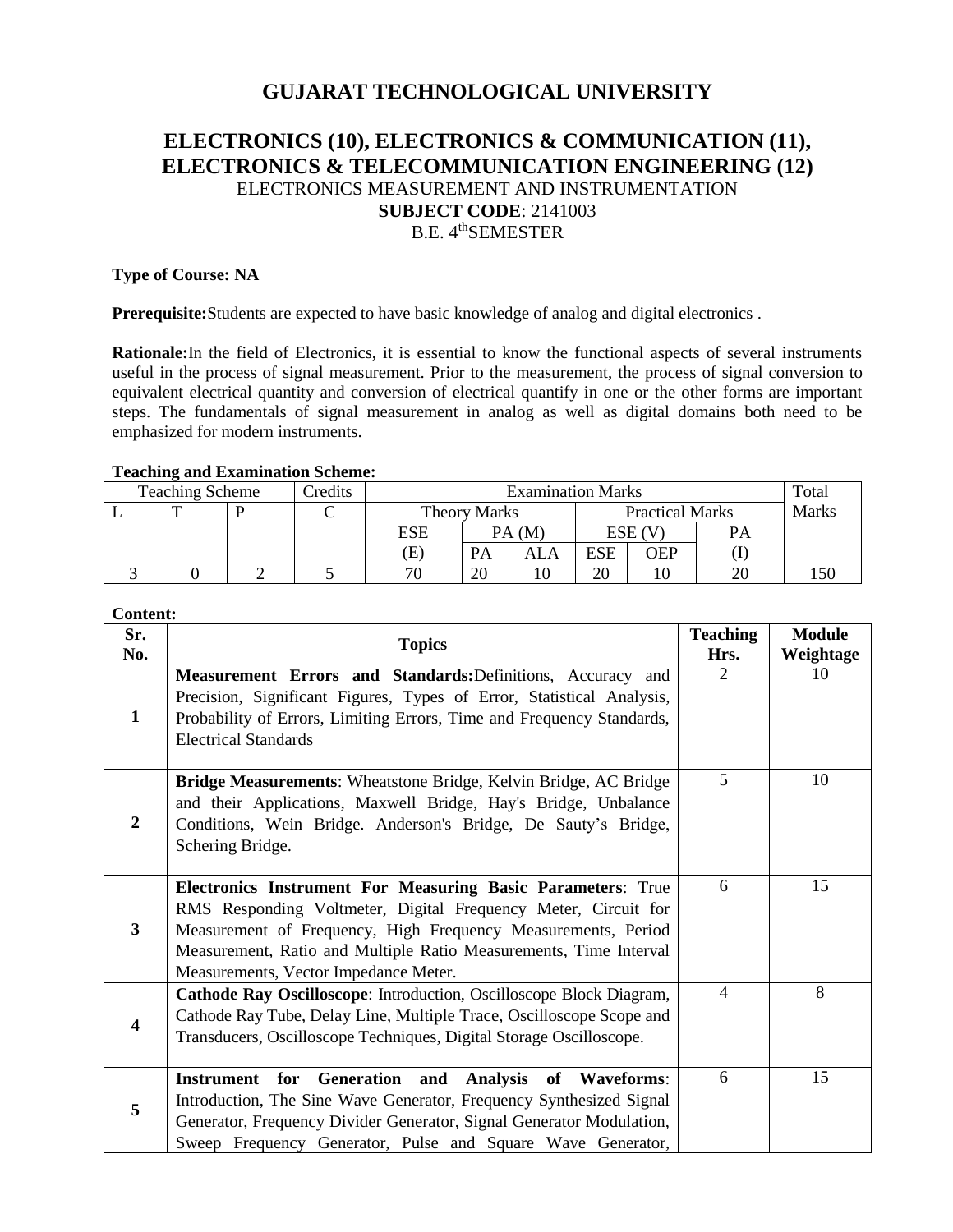# GUJARAT TECHNOLOGICAL UNIVERSITY

## ELECTRONICS (10), ELECTRONICS & COMMUNICATION (11), ELECTRONICS & TELECOMMUNICATION ENGINEERING (12)

ELECTRONICS MEASUREMENT AND INSTRUMENTATION

**SUBJECT CODE**: 2141003

B.E. 4thSEMESTER

**Type of Course: NA**

**Prerequisite:**Students are expected to have basic knowledge of analog and digital electronics .

**Rationale:**In the field of Electronics, it is essential to know the functional aspects of several instruments useful in the process of signal measurement. Prior to the measurement, the process of signal conversion to equivalent electrical quantity and conversion of electrical quantify in one or the other forms are important steps. The fundamentals of signal measurement in analog as well as digital domains both need to be emphasized for modern instruments.

**Teaching and Examination Scheme:**

| Teaching Scheme | | | Credits | Examination Marks | | | | | | Total Marks |
|---|---|---|---|---|---|---|---|---|---|---|
| L | T | P | C | Theory Marks | | | Practical Marks | | | |
| | | | | ESE (E) | PA (M) | | ESE (V) | | PA (I) | |
| | | | | | PA | ALA | ESE | OEP | | |
| 3 | 0 | 2 | 5 | 70 | 20 | 10 | 20 | 10 | 20 | 150 |

**Content:**

| Sr. No. | Topics | Teaching Hrs. | Module Weightage |
|---|---|---|---|
| 1 | **Measurement Errors and Standards:**Definitions, Accuracy and Precision, Significant Figures, Types of Error, Statistical Analysis, Probability of Errors, Limiting Errors, Time and Frequency Standards, Electrical Standards | 2 | 10 |
| 2 | **Bridge Measurements**: Wheatstone Bridge, Kelvin Bridge, AC Bridge and their Applications, Maxwell Bridge, Hay's Bridge, Unbalance Conditions, Wein Bridge. Anderson's Bridge, De Sauty's Bridge, Schering Bridge. | 5 | 10 |
| 3 | **Electronics Instrument For Measuring Basic Parameters**: True RMS Responding Voltmeter, Digital Frequency Meter, Circuit for Measurement of Frequency, High Frequency Measurements, Period Measurement, Ratio and Multiple Ratio Measurements, Time Interval Measurements, Vector Impedance Meter. | 6 | 15 |
| 4 | **Cathode Ray Oscilloscope**: Introduction, Oscilloscope Block Diagram, Cathode Ray Tube, Delay Line, Multiple Trace, Oscilloscope Scope and Transducers, Oscilloscope Techniques, Digital Storage Oscilloscope. | 4 | 8 |
| 5 | **Instrument for Generation and Analysis of Waveforms**: Introduction, The Sine Wave Generator, Frequency Synthesized Signal Generator, Frequency Divider Generator, Signal Generator Modulation, Sweep Frequency Generator, Pulse and Square Wave Generator, | 6 | 15 |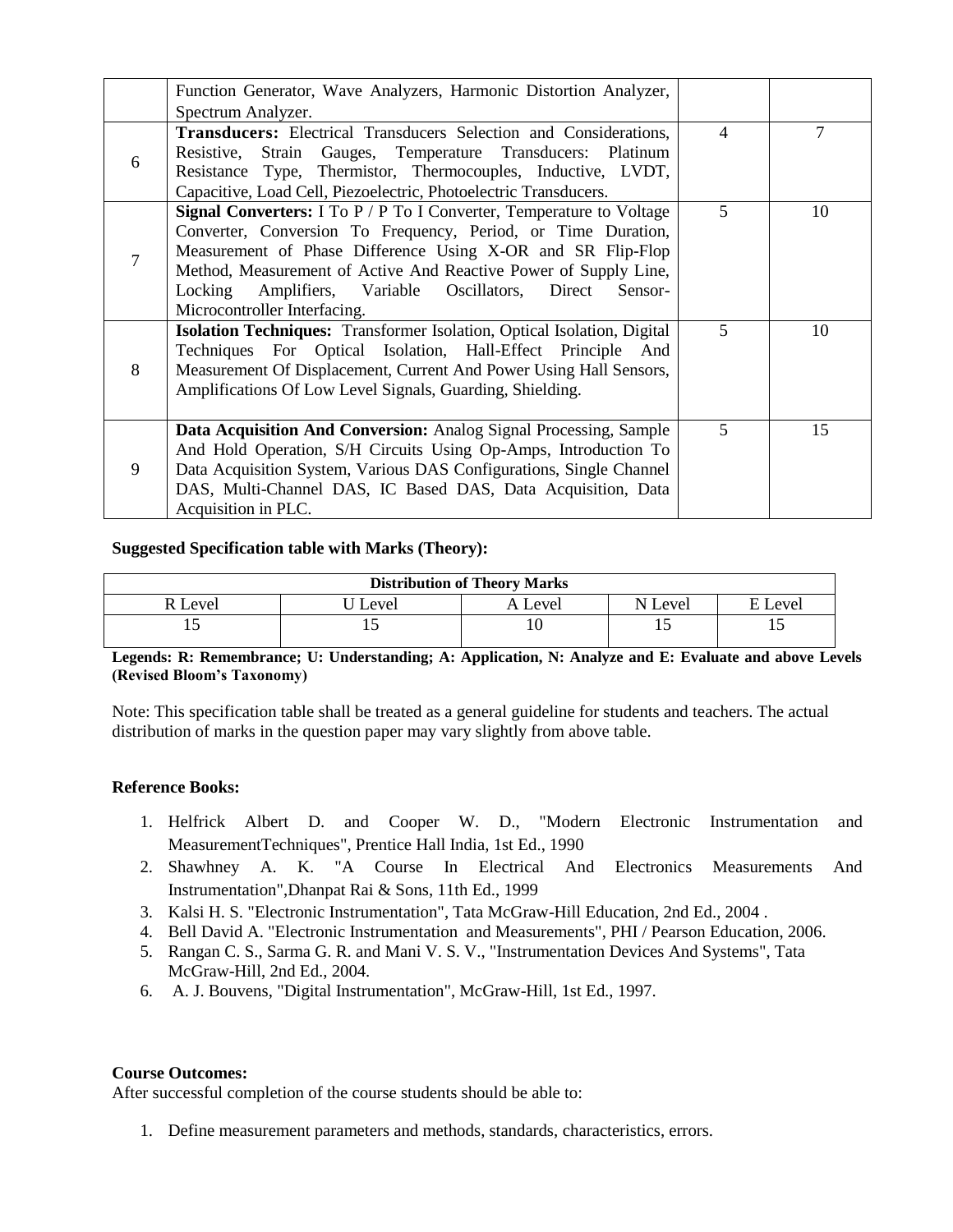|   | Function Generator, Wave Analyzers, Harmonic Distortion Analyzer, Spectrum Analyzer. |   |   |
|---|---|---|---|
| 6 | **Transducers:** Electrical Transducers Selection and Considerations, Resistive, Strain Gauges, Temperature Transducers: Platinum Resistance Type, Thermistor, Thermocouples, Inductive, LVDT, Capacitive, Load Cell, Piezoelectric, Photoelectric Transducers. | 4 | 7 |
| 7 | **Signal Converters:** I To P / P To I Converter, Temperature to Voltage Converter, Conversion To Frequency, Period, or Time Duration, Measurement of Phase Difference Using X-OR and SR Flip-Flop Method, Measurement of Active And Reactive Power of Supply Line, Locking Amplifiers, Variable Oscillators, Direct Sensor-Microcontroller Interfacing. | 5 | 10 |
| 8 | **Isolation Techniques:** Transformer Isolation, Optical Isolation, Digital Techniques For Optical Isolation, Hall-Effect Principle And Measurement Of Displacement, Current And Power Using Hall Sensors, Amplifications Of Low Level Signals, Guarding, Shielding. | 5 | 10 |
| 9 | **Data Acquisition And Conversion:** Analog Signal Processing, Sample And Hold Operation, S/H Circuits Using Op-Amps, Introduction To Data Acquisition System, Various DAS Configurations, Single Channel DAS, Multi-Channel DAS, IC Based DAS, Data Acquisition, Data Acquisition in PLC. | 5 | 15 |

**Suggested Specification table with Marks (Theory):**

| Distribution of Theory Marks | | | | |
|---|---|---|---|---|
| R Level | U Level | A Level | N Level | E Level |
| 15 | 15 | 10 | 15 | 15 |

**Legends: R: Remembrance; U: Understanding; A: Application, N: Analyze and E: Evaluate and above Levels (Revised Bloom's Taxonomy)**

Note: This specification table shall be treated as a general guideline for students and teachers. The actual distribution of marks in the question paper may vary slightly from above table.

**Reference Books:**

1. Helfrick Albert D. and Cooper W. D., "Modern Electronic Instrumentation and MeasurementTechniques", Prentice Hall India, 1st Ed., 1990
2. Shawhney A. K. "A Course In Electrical And Electronics Measurements And Instrumentation",Dhanpat Rai & Sons, 11th Ed., 1999
3. Kalsi H. S. "Electronic Instrumentation", Tata McGraw-Hill Education, 2nd Ed., 2004 .
4. Bell David A. "Electronic Instrumentation and Measurements", PHI / Pearson Education, 2006.
5. Rangan C. S., Sarma G. R. and Mani V. S. V., "Instrumentation Devices And Systems", Tata McGraw-Hill, 2nd Ed., 2004.
6. A. J. Bouvens, "Digital Instrumentation", McGraw-Hill, 1st Ed., 1997.

**Course Outcomes:**

After successful completion of the course students should be able to:

1. Define measurement parameters and methods, standards, characteristics, errors.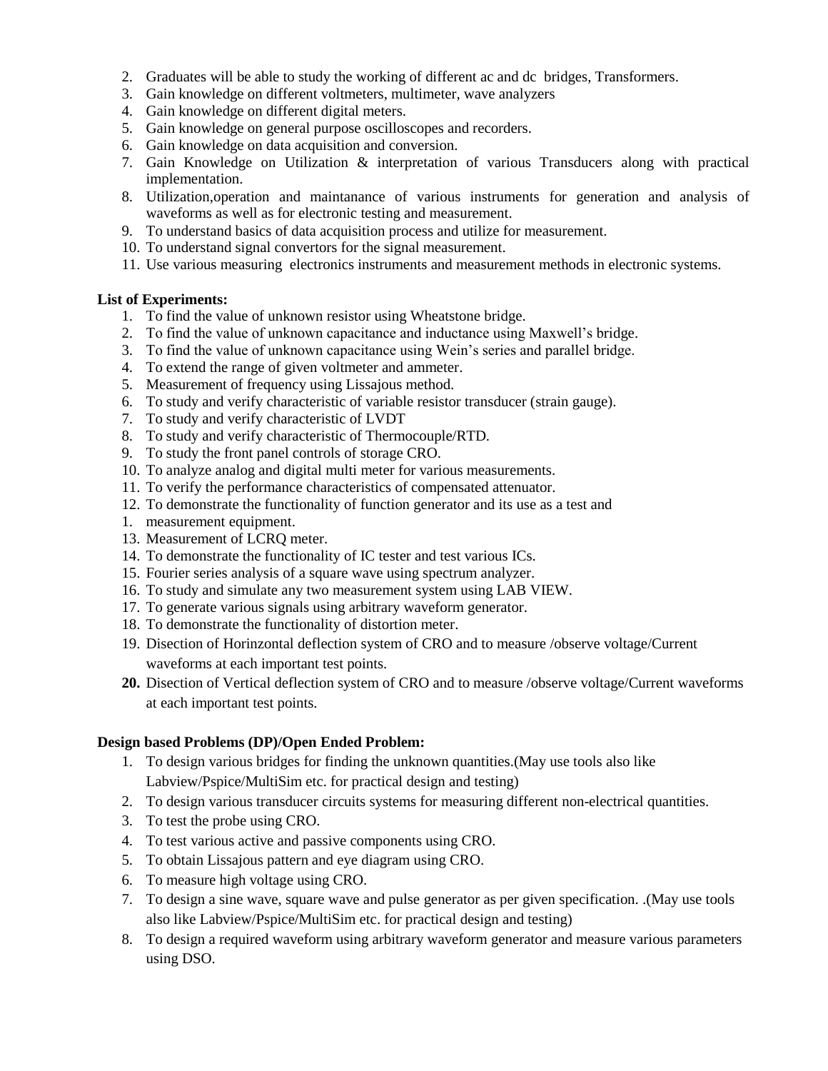2. Graduates will be able to study the working of different ac and dc bridges, Transformers.
3. Gain knowledge on different voltmeters, multimeter, wave analyzers
4. Gain knowledge on different digital meters.
5. Gain knowledge on general purpose oscilloscopes and recorders.
6. Gain knowledge on data acquisition and conversion.
7. Gain Knowledge on Utilization & interpretation of various Transducers along with practical implementation.
8. Utilization,operation and maintanance of various instruments for generation and analysis of waveforms as well as for electronic testing and measurement.
9. To understand basics of data acquisition process and utilize for measurement.
10. To understand signal convertors for the signal measurement.
11. Use various measuring electronics instruments and measurement methods in electronic systems.

**List of Experiments:**

1. To find the value of unknown resistor using Wheatstone bridge.
2. To find the value of unknown capacitance and inductance using Maxwell's bridge.
3. To find the value of unknown capacitance using Wein's series and parallel bridge.
4. To extend the range of given voltmeter and ammeter.
5. Measurement of frequency using Lissajous method.
6. To study and verify characteristic of variable resistor transducer (strain gauge).
7. To study and verify characteristic of LVDT
8. To study and verify characteristic of Thermocouple/RTD.
9. To study the front panel controls of storage CRO.
10. To analyze analog and digital multi meter for various measurements.
11. To verify the performance characteristics of compensated attenuator.
12. To demonstrate the functionality of function generator and its use as a test and
1. measurement equipment.
13. Measurement of LCRQ meter.
14. To demonstrate the functionality of IC tester and test various ICs.
15. Fourier series analysis of a square wave using spectrum analyzer.
16. To study and simulate any two measurement system using LAB VIEW.
17. To generate various signals using arbitrary waveform generator.
18. To demonstrate the functionality of distortion meter.
19. Disection of Horinzontal deflection system of CRO and to measure /observe voltage/Current waveforms at each important test points.
20. Disection of Vertical deflection system of CRO and to measure /observe voltage/Current waveforms at each important test points.

**Design based Problems (DP)/Open Ended Problem:**

1. To design various bridges for finding the unknown quantities.(May use tools also like Labview/Pspice/MultiSim etc. for practical design and testing)
2. To design various transducer circuits systems for measuring different non-electrical quantities.
3. To test the probe using CRO.
4. To test various active and passive components using CRO.
5. To obtain Lissajous pattern and eye diagram using CRO.
6. To measure high voltage using CRO.
7. To design a sine wave, square wave and pulse generator as per given specification. .(May use tools also like Labview/Pspice/MultiSim etc. for practical design and testing)
8. To design a required waveform using arbitrary waveform generator and measure various parameters using DSO.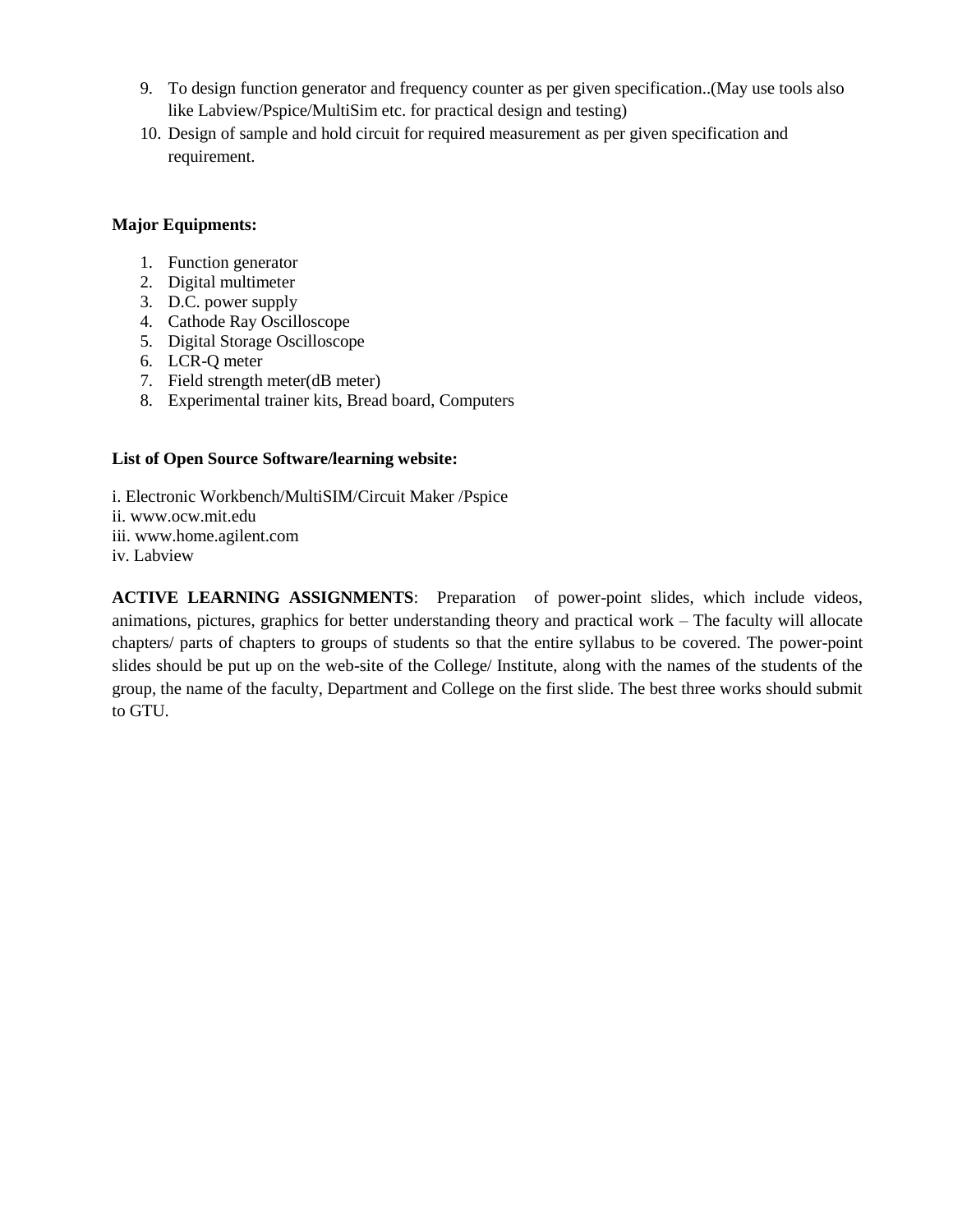9. To design function generator and frequency counter as per given specification..(May use tools also like Labview/Pspice/MultiSim etc. for practical design and testing)
10. Design of sample and hold circuit for required measurement as per given specification and requirement.

**Major Equipments:**

1. Function generator
2. Digital multimeter
3. D.C. power supply
4. Cathode Ray Oscilloscope
5. Digital Storage Oscilloscope
6. LCR-Q meter
7. Field strength meter(dB meter)
8. Experimental trainer kits, Bread board, Computers

**List of Open Source Software/learning website:**

i. Electronic Workbench/MultiSIM/Circuit Maker /Pspice
ii. www.ocw.mit.edu
iii. www.home.agilent.com
iv. Labview

**ACTIVE LEARNING ASSIGNMENTS**: Preparation of power-point slides, which include videos, animations, pictures, graphics for better understanding theory and practical work – The faculty will allocate chapters/ parts of chapters to groups of students so that the entire syllabus to be covered. The power-point slides should be put up on the web-site of the College/ Institute, along with the names of the students of the group, the name of the faculty, Department and College on the first slide. The best three works should submit to GTU.